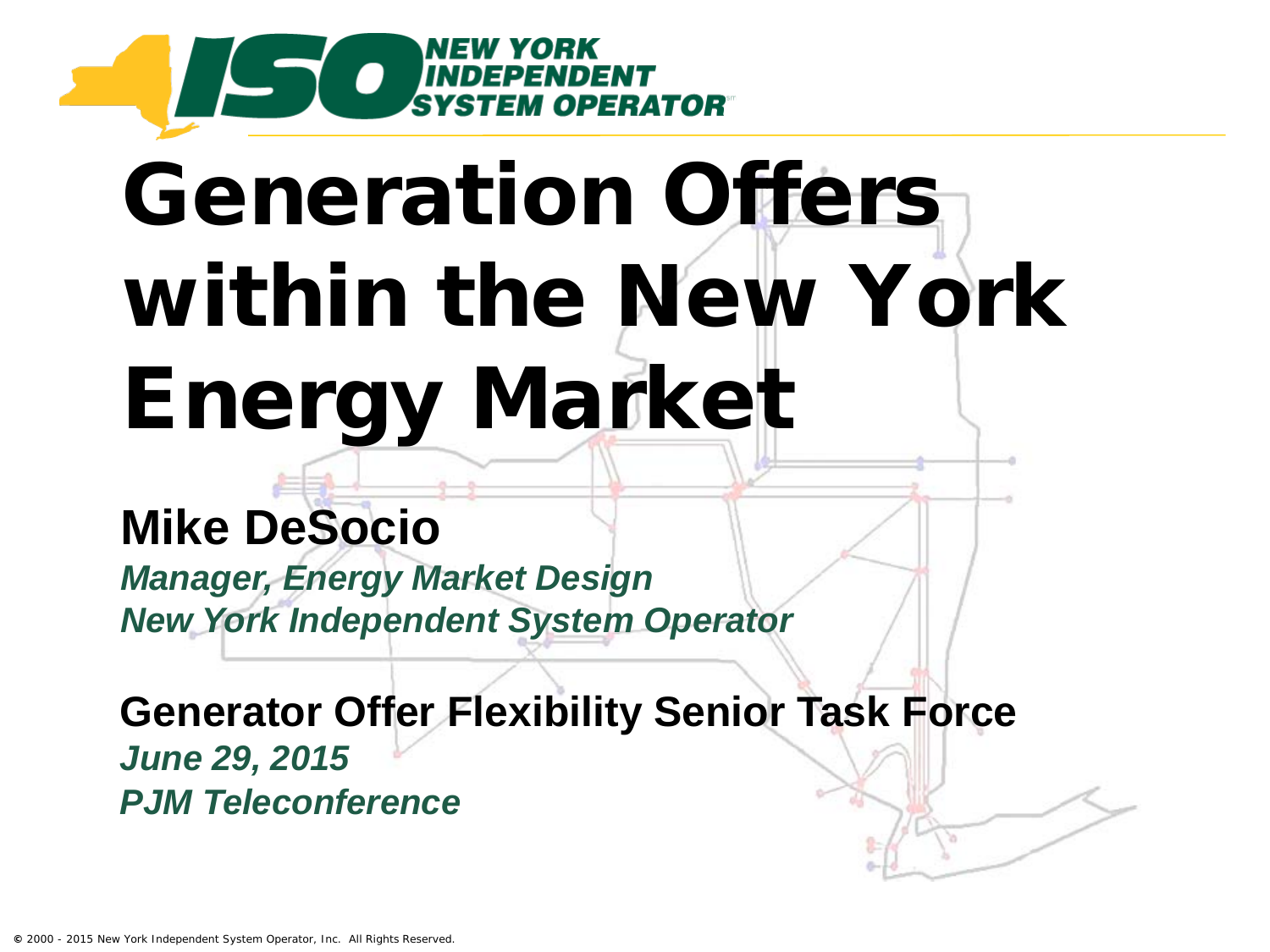# Generation Offers within the New York Energy Market

**Mike DeSocio**

*Manager, Energy Market Design*
*New York Independent System Operator*

**Generator Offer Flexibility Senior Task Force**

*June 29, 2015*
*PJM Teleconference*

© 2000 - 2015 New York Independent System Operator, Inc. All Rights Reserved.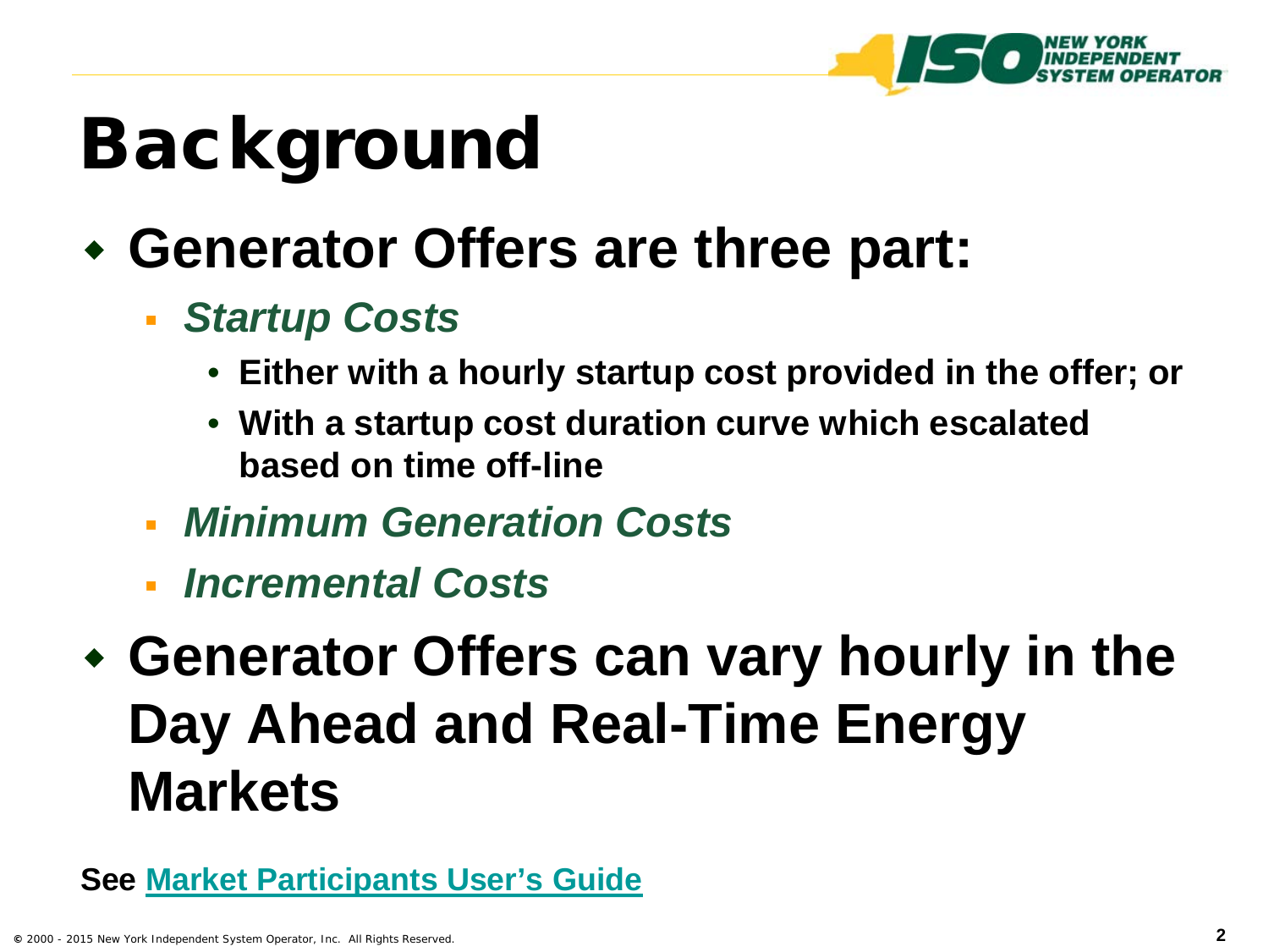# Background

- **Generator Offers are three part:**
  - ***Startup Costs***
    - **Either with a hourly startup cost provided in the offer; or**
    - **With a startup cost duration curve which escalated based on time off-line**
  - ***Minimum Generation Costs***
  - ***Incremental Costs***
- **Generator Offers can vary hourly in the Day Ahead and Real-Time Energy Markets**

**See Market Participants User's Guide**

© 2000 - 2015 New York Independent System Operator, Inc. All Rights Reserved.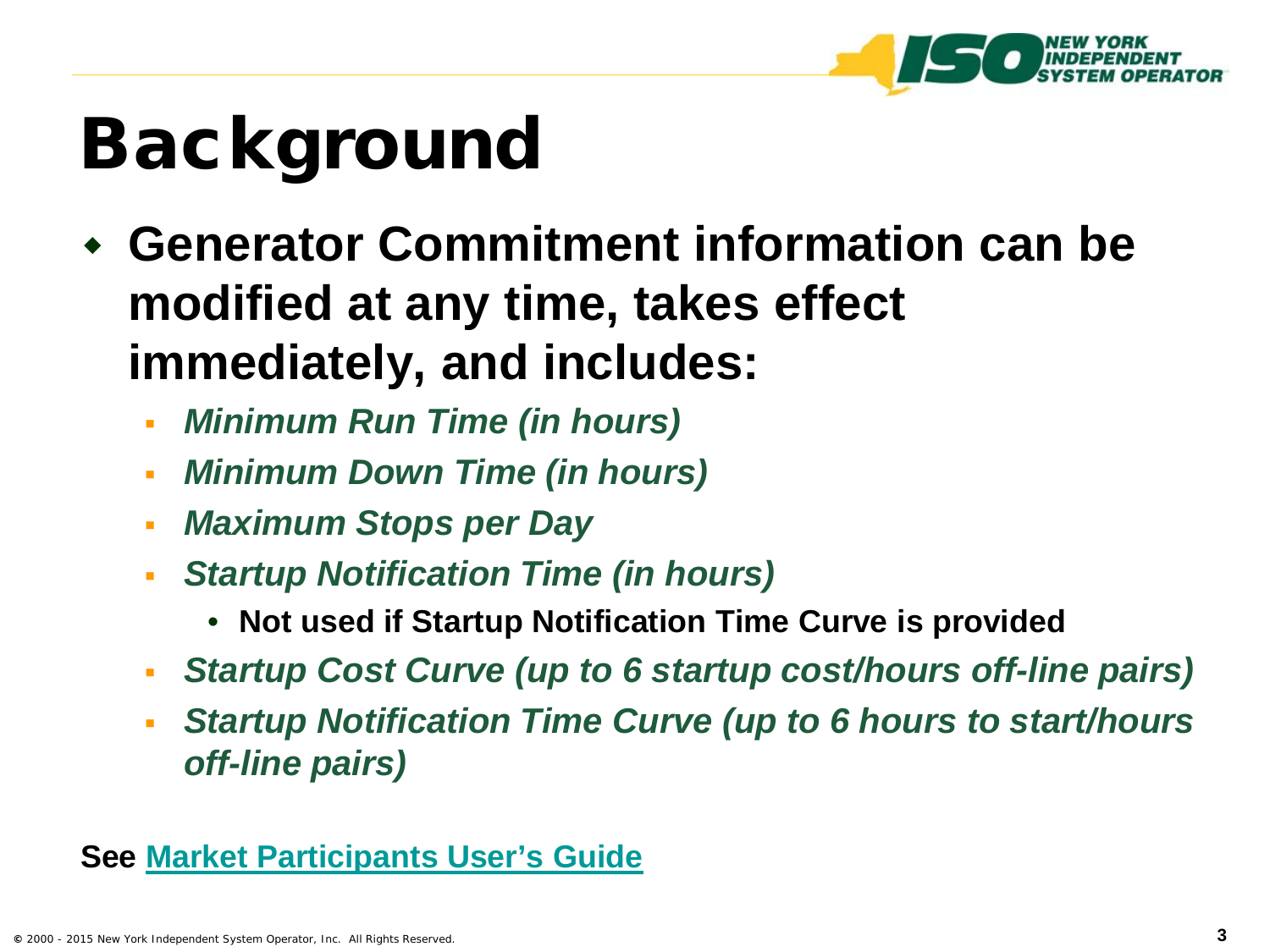# Background

- **Generator Commitment information can be modified at any time, takes effect immediately, and includes:**
  - ***Minimum Run Time (in hours)***
  - ***Minimum Down Time (in hours)***
  - ***Maximum Stops per Day***
  - ***Startup Notification Time (in hours)***
    - **Not used if Startup Notification Time Curve is provided**
  - ***Startup Cost Curve (up to 6 startup cost/hours off-line pairs)***
  - ***Startup Notification Time Curve (up to 6 hours to start/hours off-line pairs)***

**See Market Participants User's Guide**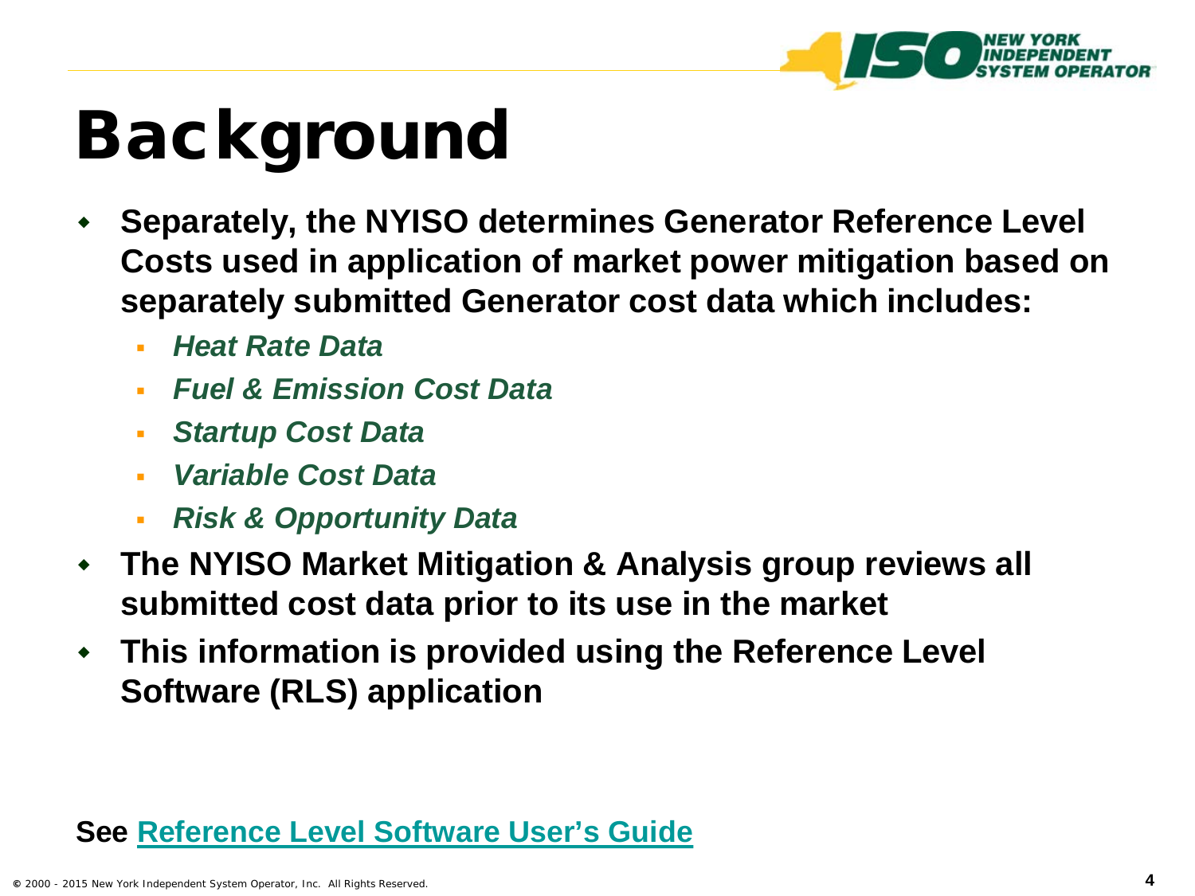# Background

- **Separately, the NYISO determines Generator Reference Level Costs used in application of market power mitigation based on separately submitted Generator cost data which includes:**
  - ***Heat Rate Data***
  - ***Fuel & Emission Cost Data***
  - ***Startup Cost Data***
  - ***Variable Cost Data***
  - ***Risk & Opportunity Data***
- **The NYISO Market Mitigation & Analysis group reviews all submitted cost data prior to its use in the market**
- **This information is provided using the Reference Level Software (RLS) application**

**See Reference Level Software User's Guide**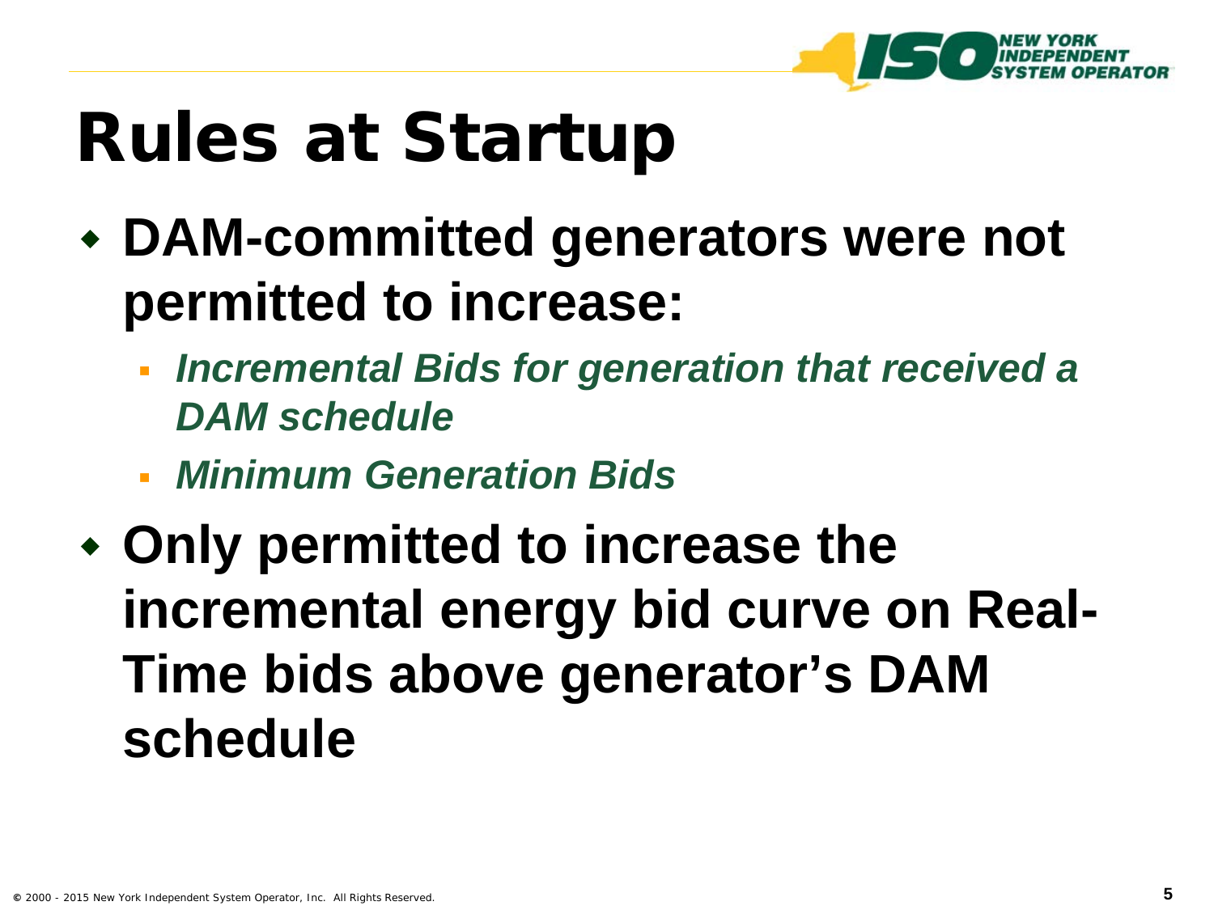# Rules at Startup

- **DAM-committed generators were not permitted to increase:**
  - ***Incremental Bids for generation that received a DAM schedule***
  - ***Minimum Generation Bids***
- **Only permitted to increase the incremental energy bid curve on Real-Time bids above generator's DAM schedule**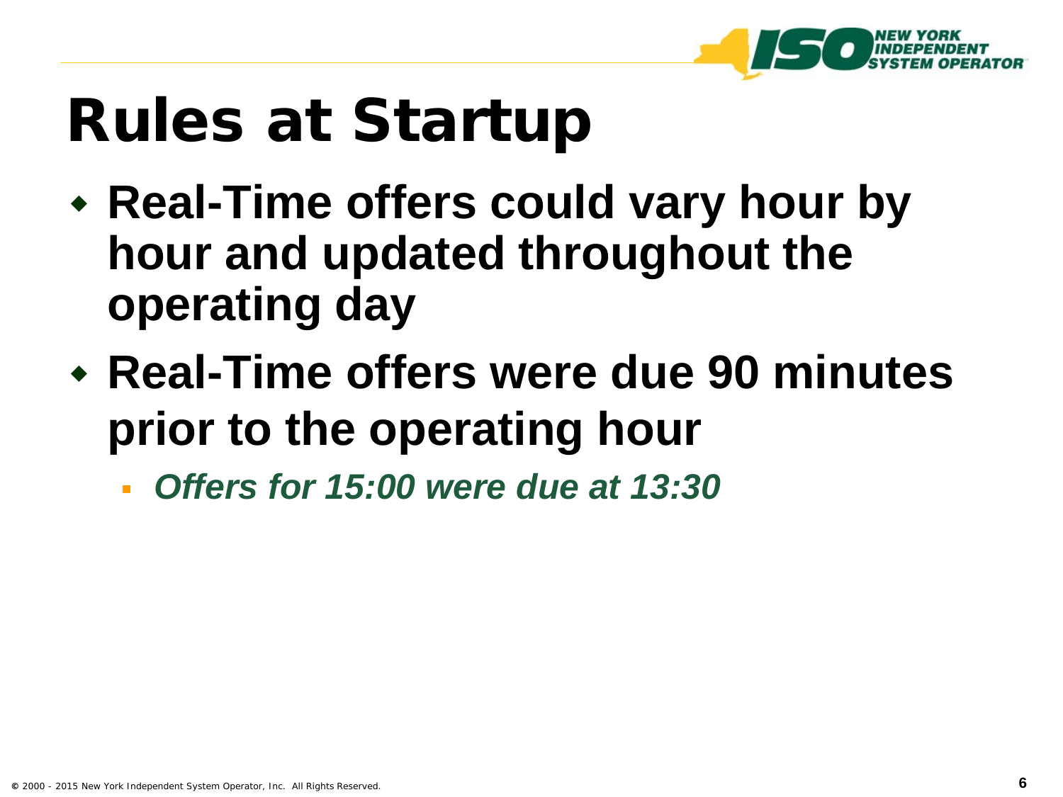# Rules at Startup

- **Real-Time offers could vary hour by hour and updated throughout the operating day**
- **Real-Time offers were due 90 minutes prior to the operating hour**
  - ***Offers for 15:00 were due at 13:30***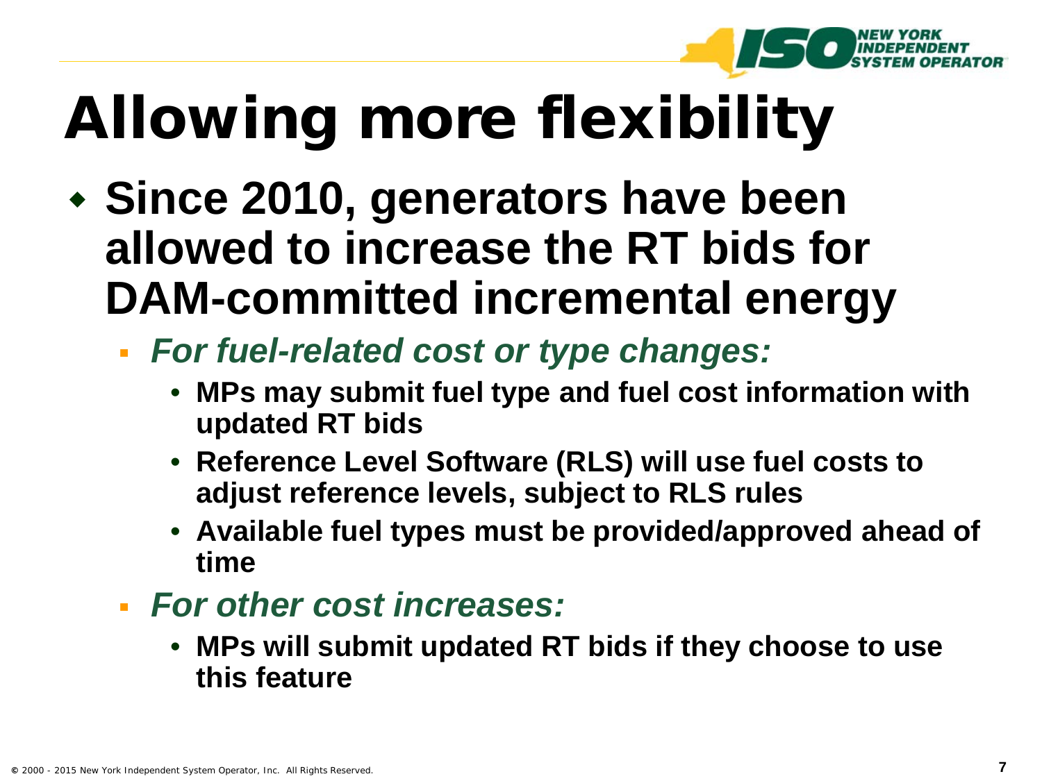# Allowing more flexibility

- **Since 2010, generators have been allowed to increase the RT bids for DAM-committed incremental energy**
  - ***For fuel-related cost or type changes:***
    - **MPs may submit fuel type and fuel cost information with updated RT bids**
    - **Reference Level Software (RLS) will use fuel costs to adjust reference levels, subject to RLS rules**
    - **Available fuel types must be provided/approved ahead of time**
  - ***For other cost increases:***
    - **MPs will submit updated RT bids if they choose to use this feature**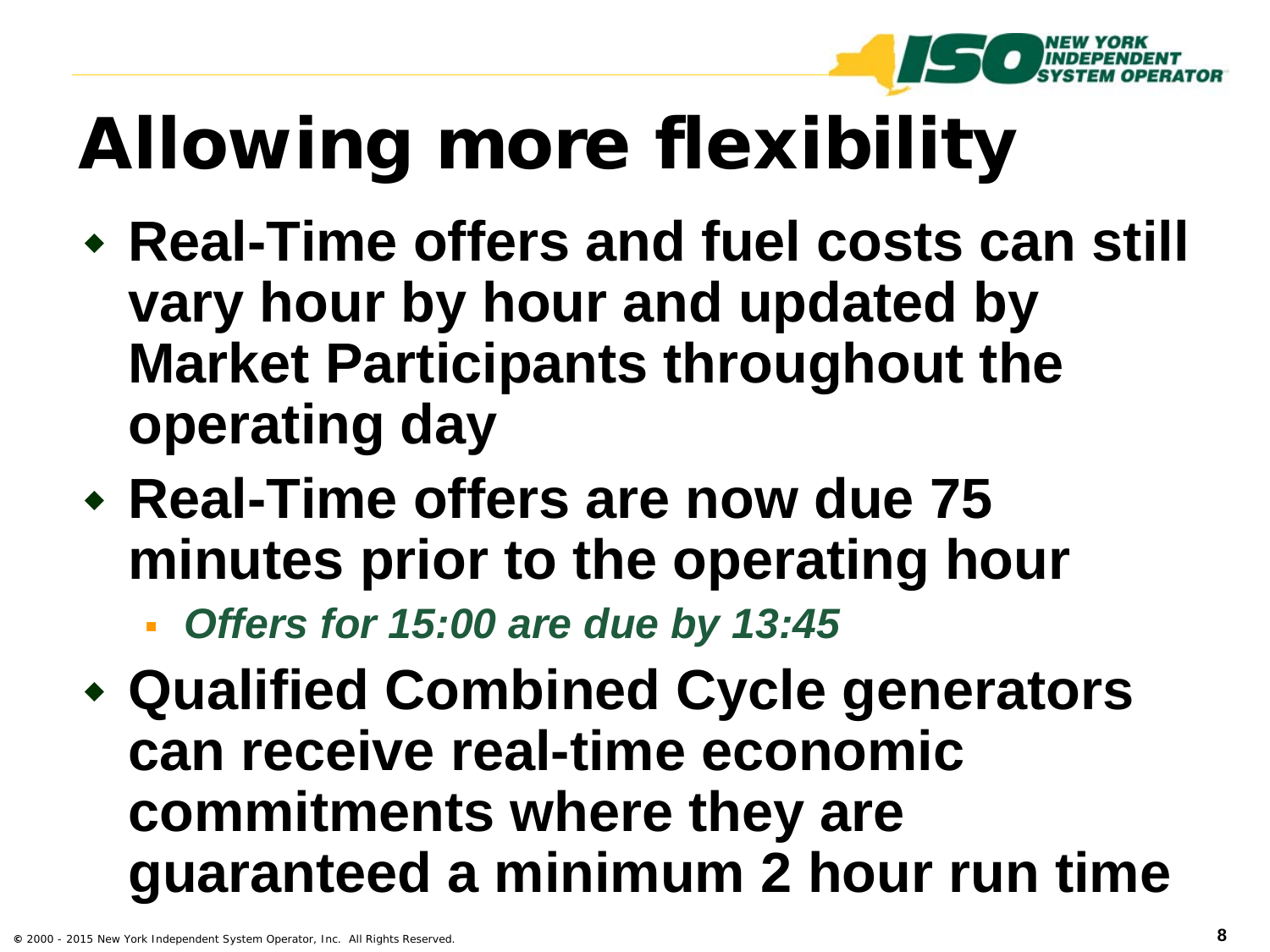# Allowing more flexibility

- Real-Time offers and fuel costs can still vary hour by hour and updated by Market Participants throughout the operating day
- Real-Time offers are now due 75 minutes prior to the operating hour
  - *Offers for 15:00 are due by 13:45*
- Qualified Combined Cycle generators can receive real-time economic commitments where they are guaranteed a minimum 2 hour run time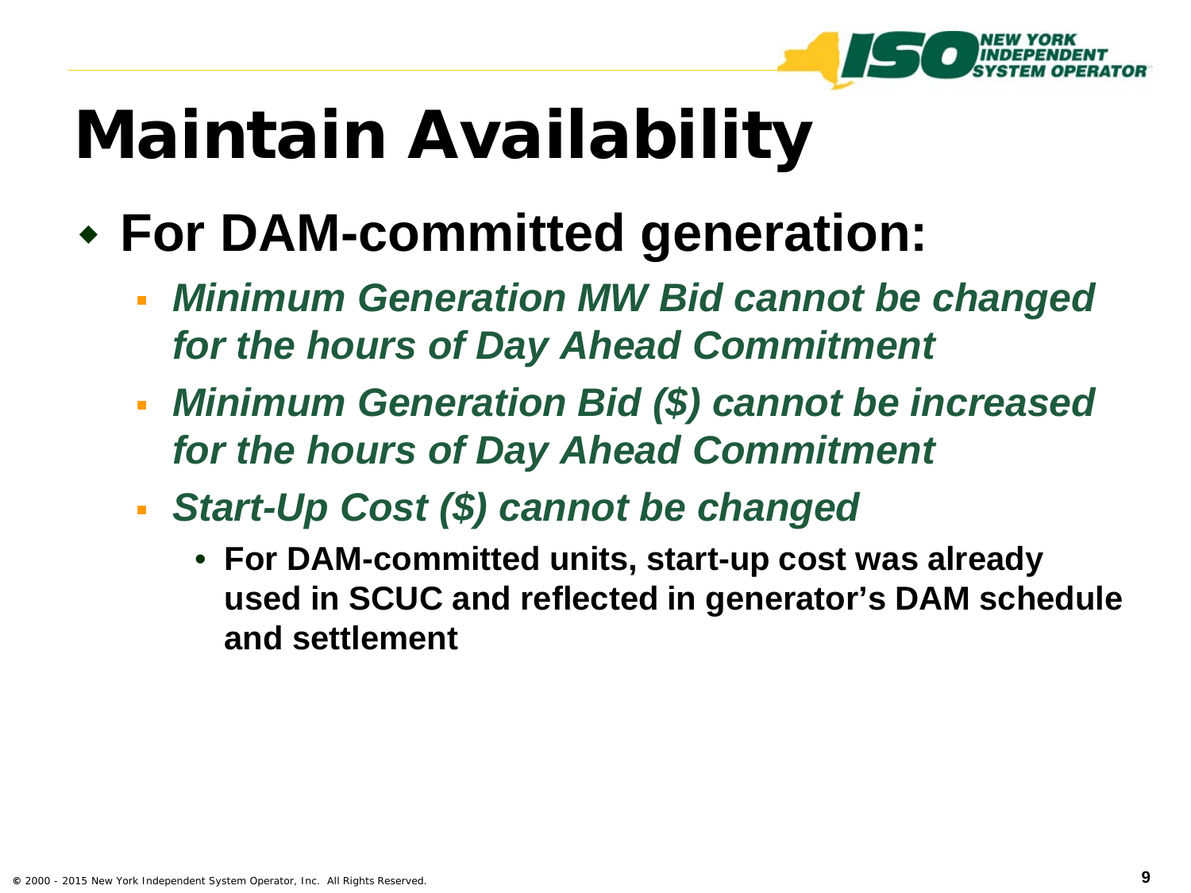# Maintain Availability

- **For DAM-committed generation:**
  - ***Minimum Generation MW Bid cannot be changed for the hours of Day Ahead Commitment***
  - ***Minimum Generation Bid ($) cannot be increased for the hours of Day Ahead Commitment***
  - ***Start-Up Cost ($) cannot be changed***
    - **For DAM-committed units, start-up cost was already used in SCUC and reflected in generator's DAM schedule and settlement**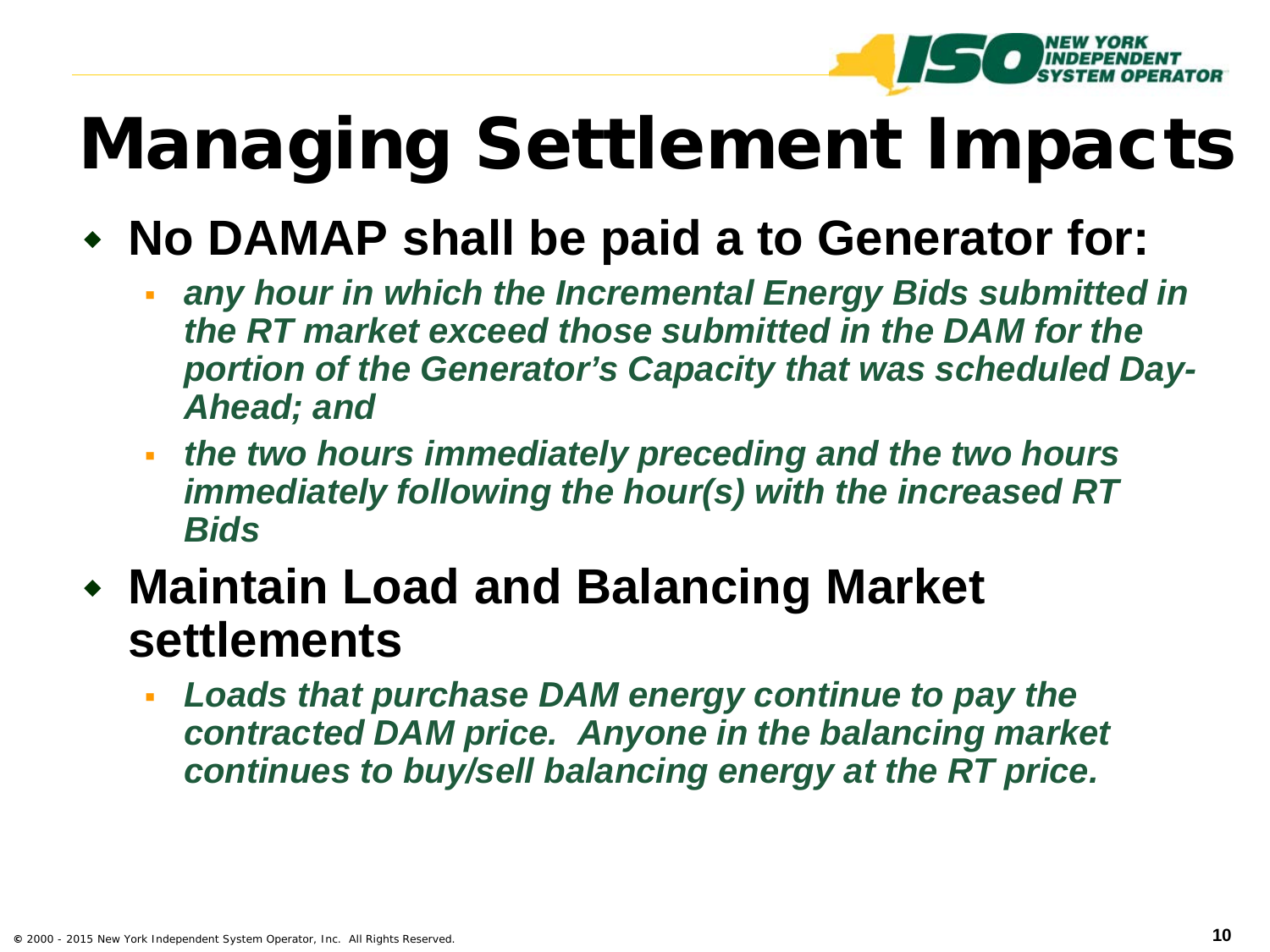# Managing Settlement Impacts

- **No DAMAP shall be paid a to Generator for:**
  - ***any hour in which the Incremental Energy Bids submitted in the RT market exceed those submitted in the DAM for the portion of the Generator's Capacity that was scheduled Day-Ahead; and***
  - ***the two hours immediately preceding and the two hours immediately following the hour(s) with the increased RT Bids***
- **Maintain Load and Balancing Market settlements**
  - ***Loads that purchase DAM energy continue to pay the contracted DAM price. Anyone in the balancing market continues to buy/sell balancing energy at the RT price.***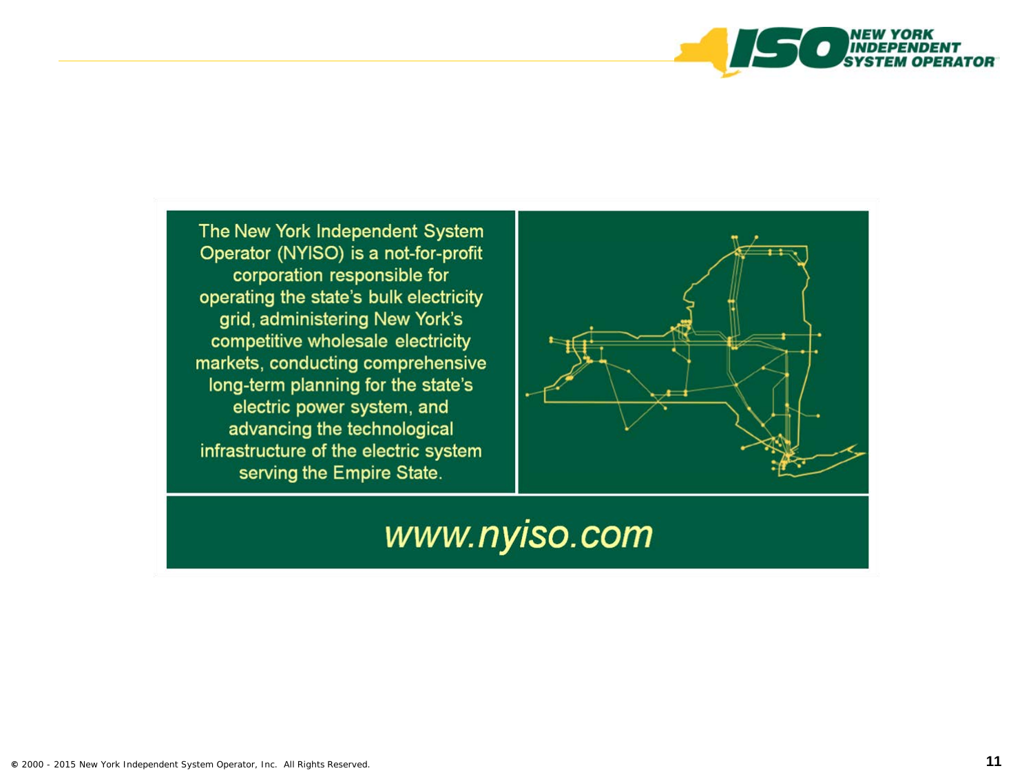The New York Independent System Operator (NYISO) is a not-for-profit corporation responsible for operating the state's bulk electricity grid, administering New York's competitive wholesale electricity markets, conducting comprehensive long-term planning for the state's electric power system, and advancing the technological infrastructure of the electric system serving the Empire State.

www.nyiso.com